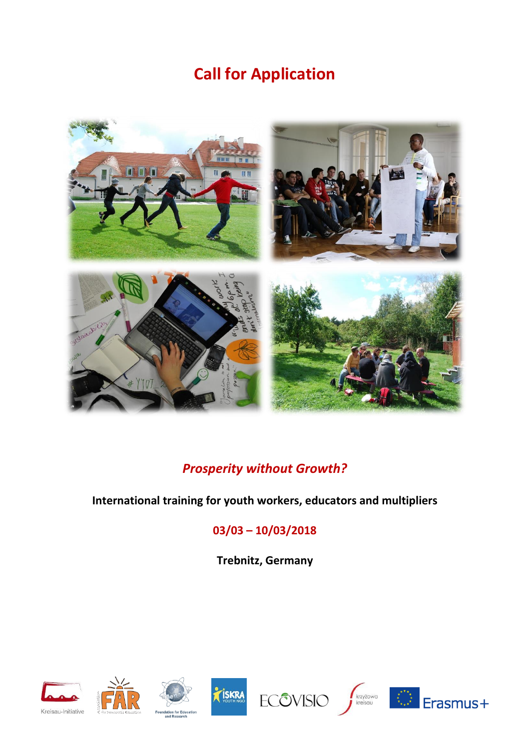# Call for Application

## *Prosperity without Growth?*

**International training for youth workers, educators and multipliers**

**03/03 – 10/03/2018**

**Trebnitz, Germany**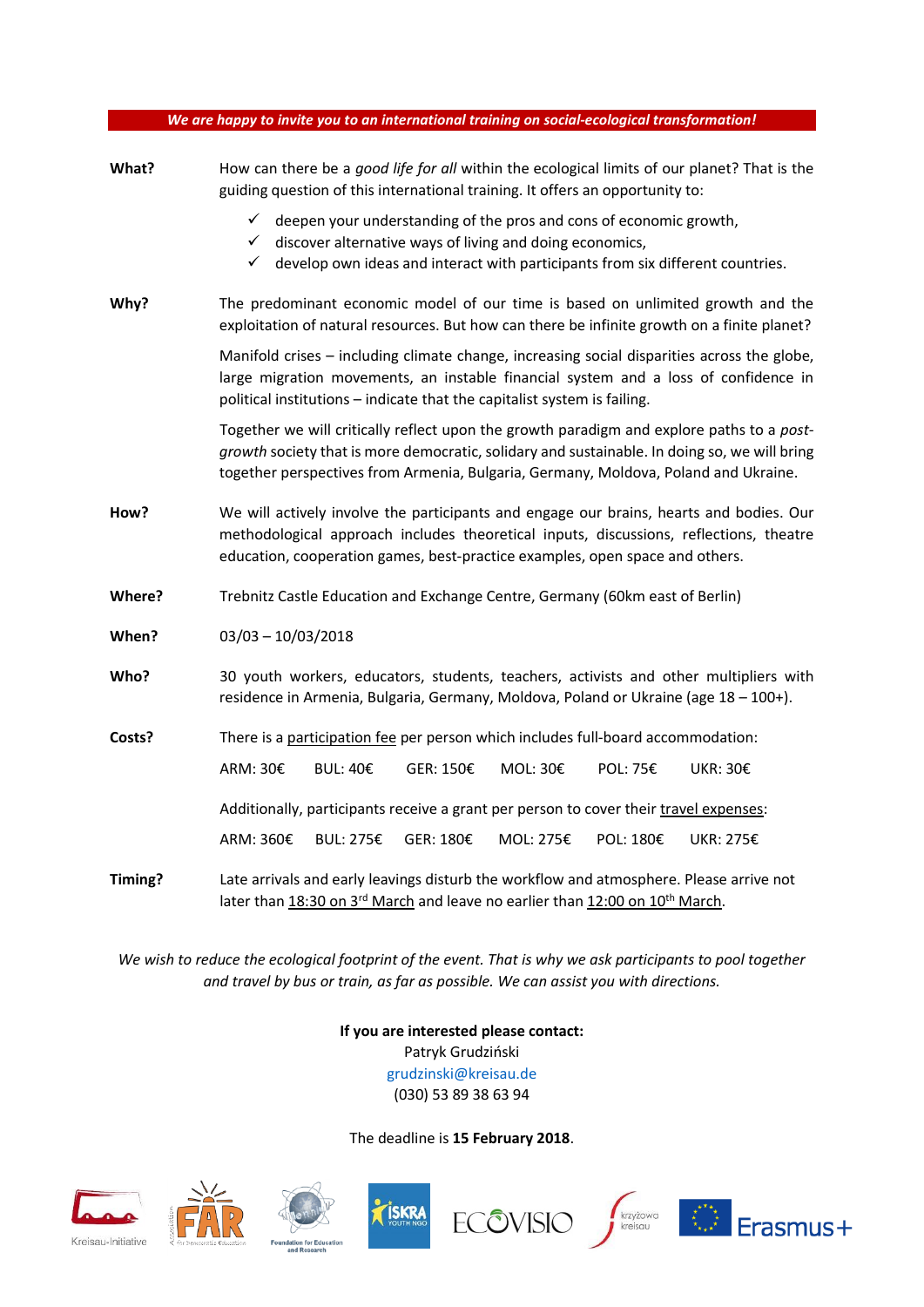***We are happy to invite you to an international training on social-ecological transformation!***

**What?**

How can there be a *good life for all* within the ecological limits of our planet? That is the guiding question of this international training. It offers an opportunity to:

- ✓ deepen your understanding of the pros and cons of economic growth,
- ✓ discover alternative ways of living and doing economics,
- ✓ develop own ideas and interact with participants from six different countries.

**Why?**

The predominant economic model of our time is based on unlimited growth and the exploitation of natural resources. But how can there be infinite growth on a finite planet?

Manifold crises – including climate change, increasing social disparities across the globe, large migration movements, an instable financial system and a loss of confidence in political institutions – indicate that the capitalist system is failing.

Together we will critically reflect upon the growth paradigm and explore paths to a *post-growth* society that is more democratic, solidary and sustainable. In doing so, we will bring together perspectives from Armenia, Bulgaria, Germany, Moldova, Poland and Ukraine.

**How?**

We will actively involve the participants and engage our brains, hearts and bodies. Our methodological approach includes theoretical inputs, discussions, reflections, theatre education, cooperation games, best-practice examples, open space and others.

**Where?**

Trebnitz Castle Education and Exchange Centre, Germany (60km east of Berlin)

**When?**

03/03 – 10/03/2018

**Who?**

30 youth workers, educators, students, teachers, activists and other multipliers with residence in Armenia, Bulgaria, Germany, Moldova, Poland or Ukraine (age 18 – 100+).

**Costs?**

There is a participation fee per person which includes full-board accommodation:

| | | | | | |
|---|---|---|---|---|---|
| ARM: 30€ | BUL: 40€ | GER: 150€ | MOL: 30€ | POL: 75€ | UKR: 30€ |

Additionally, participants receive a grant per person to cover their travel expenses:

| | | | | | |
|---|---|---|---|---|---|
| ARM: 360€ | BUL: 275€ | GER: 180€ | MOL: 275€ | POL: 180€ | UKR: 275€ |

**Timing?**

Late arrivals and early leavings disturb the workflow and atmosphere. Please arrive not later than 18:30 on 3rd March and leave no earlier than 12:00 on 10th March.

*We wish to reduce the ecological footprint of the event. That is why we ask participants to pool together and travel by bus or train, as far as possible. We can assist you with directions.*

**If you are interested please contact:**
Patryk Grudziński
grudzinski@kreisau.de
(030) 53 89 38 63 94

The deadline is **15 February 2018**.

Kreisau-Initiative · FAR – for Democratic Education · Foundation for Education and Research · ISKRA YOUTH NGO · ECOVISIO · krzyżowa kreisau · Erasmus+